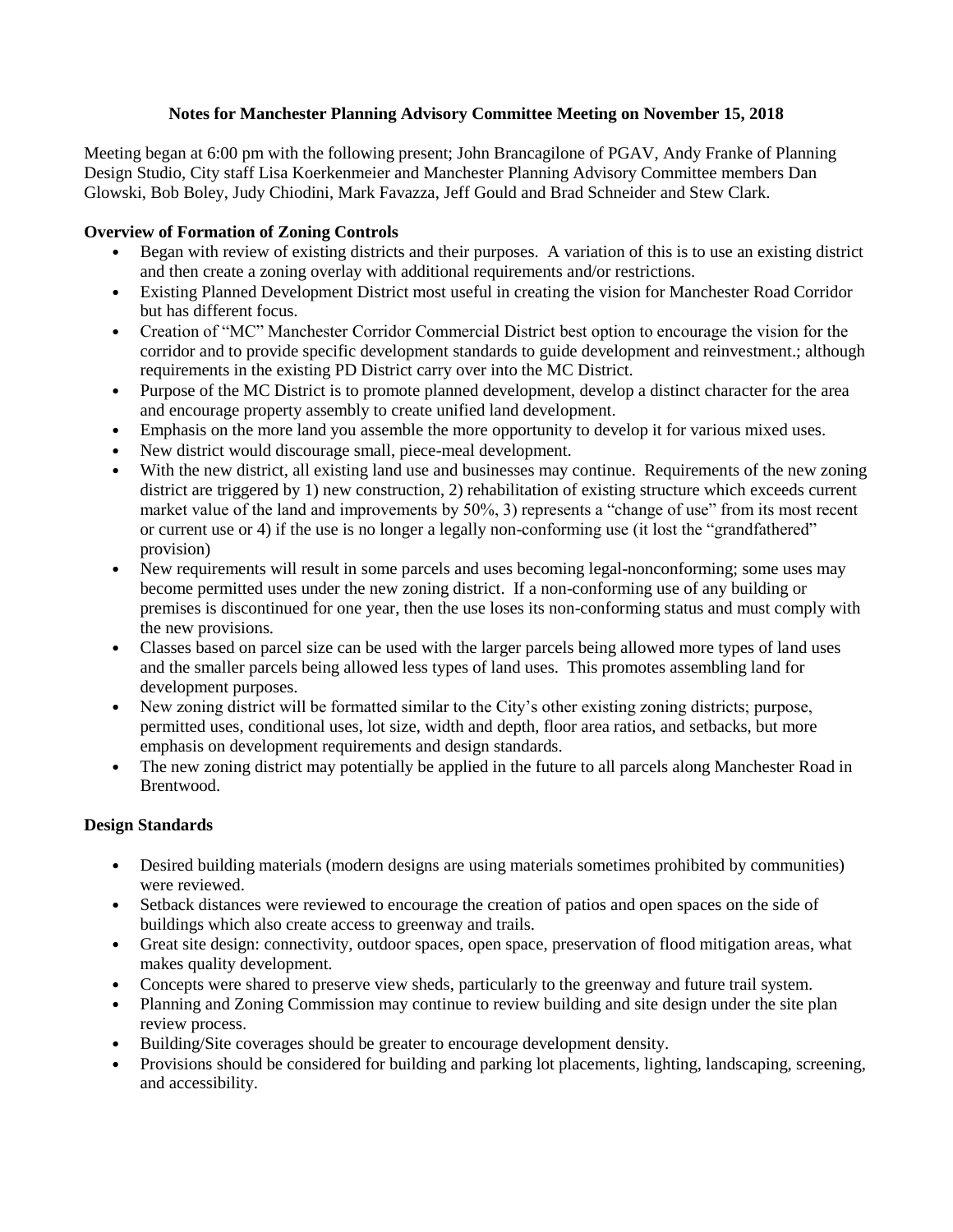# Notes for Manchester Planning Advisory Committee Meeting on November 15, 2018

Meeting began at 6:00 pm with the following present; John Brancagilone of PGAV, Andy Franke of Planning Design Studio, City staff Lisa Koerkenmeier and Manchester Planning Advisory Committee members Dan Glowski, Bob Boley, Judy Chiodini, Mark Favazza, Jeff Gould and Brad Schneider and Stew Clark.

### Overview of Formation of Zoning Controls

- Began with review of existing districts and their purposes. A variation of this is to use an existing district and then create a zoning overlay with additional requirements and/or restrictions.
- Existing Planned Development District most useful in creating the vision for Manchester Road Corridor but has different focus.
- Creation of "MC" Manchester Corridor Commercial District best option to encourage the vision for the corridor and to provide specific development standards to guide development and reinvestment.; although requirements in the existing PD District carry over into the MC District.
- Purpose of the MC District is to promote planned development, develop a distinct character for the area and encourage property assembly to create unified land development.
- Emphasis on the more land you assemble the more opportunity to develop it for various mixed uses.
- New district would discourage small, piece-meal development.
- With the new district, all existing land use and businesses may continue. Requirements of the new zoning district are triggered by 1) new construction, 2) rehabilitation of existing structure which exceeds current market value of the land and improvements by 50%, 3) represents a "change of use" from its most recent or current use or 4) if the use is no longer a legally non-conforming use (it lost the "grandfathered" provision)
- New requirements will result in some parcels and uses becoming legal-nonconforming; some uses may become permitted uses under the new zoning district. If a non-conforming use of any building or premises is discontinued for one year, then the use loses its non-conforming status and must comply with the new provisions.
- Classes based on parcel size can be used with the larger parcels being allowed more types of land uses and the smaller parcels being allowed less types of land uses. This promotes assembling land for development purposes.
- New zoning district will be formatted similar to the City's other existing zoning districts; purpose, permitted uses, conditional uses, lot size, width and depth, floor area ratios, and setbacks, but more emphasis on development requirements and design standards.
- The new zoning district may potentially be applied in the future to all parcels along Manchester Road in Brentwood.

### Design Standards

- Desired building materials (modern designs are using materials sometimes prohibited by communities) were reviewed.
- Setback distances were reviewed to encourage the creation of patios and open spaces on the side of buildings which also create access to greenway and trails.
- Great site design: connectivity, outdoor spaces, open space, preservation of flood mitigation areas, what makes quality development.
- Concepts were shared to preserve view sheds, particularly to the greenway and future trail system.
- Planning and Zoning Commission may continue to review building and site design under the site plan review process.
- Building/Site coverages should be greater to encourage development density.
- Provisions should be considered for building and parking lot placements, lighting, landscaping, screening, and accessibility.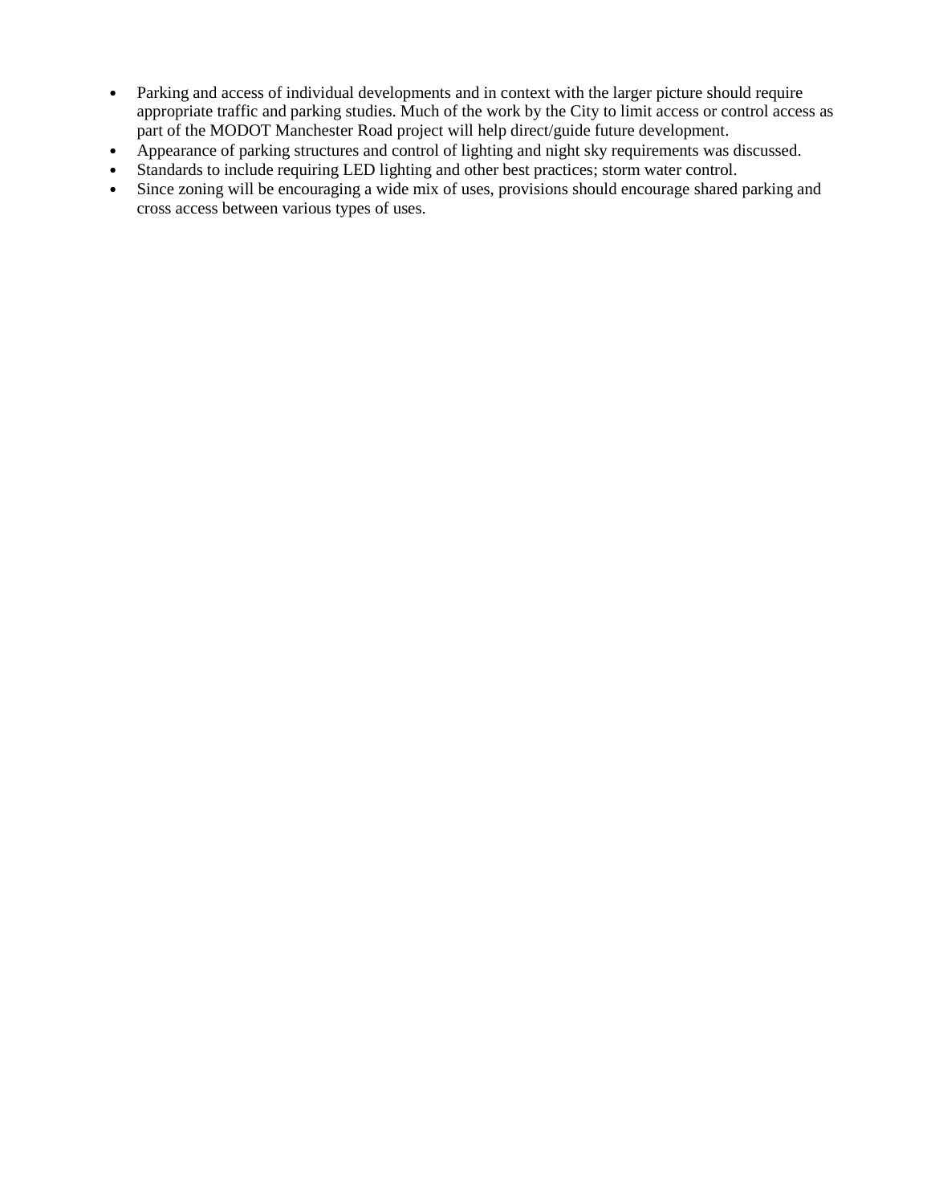- Parking and access of individual developments and in context with the larger picture should require appropriate traffic and parking studies. Much of the work by the City to limit access or control access as part of the MODOT Manchester Road project will help direct/guide future development.
- Appearance of parking structures and control of lighting and night sky requirements was discussed.
- Standards to include requiring LED lighting and other best practices; storm water control.
- Since zoning will be encouraging a wide mix of uses, provisions should encourage shared parking and cross access between various types of uses.